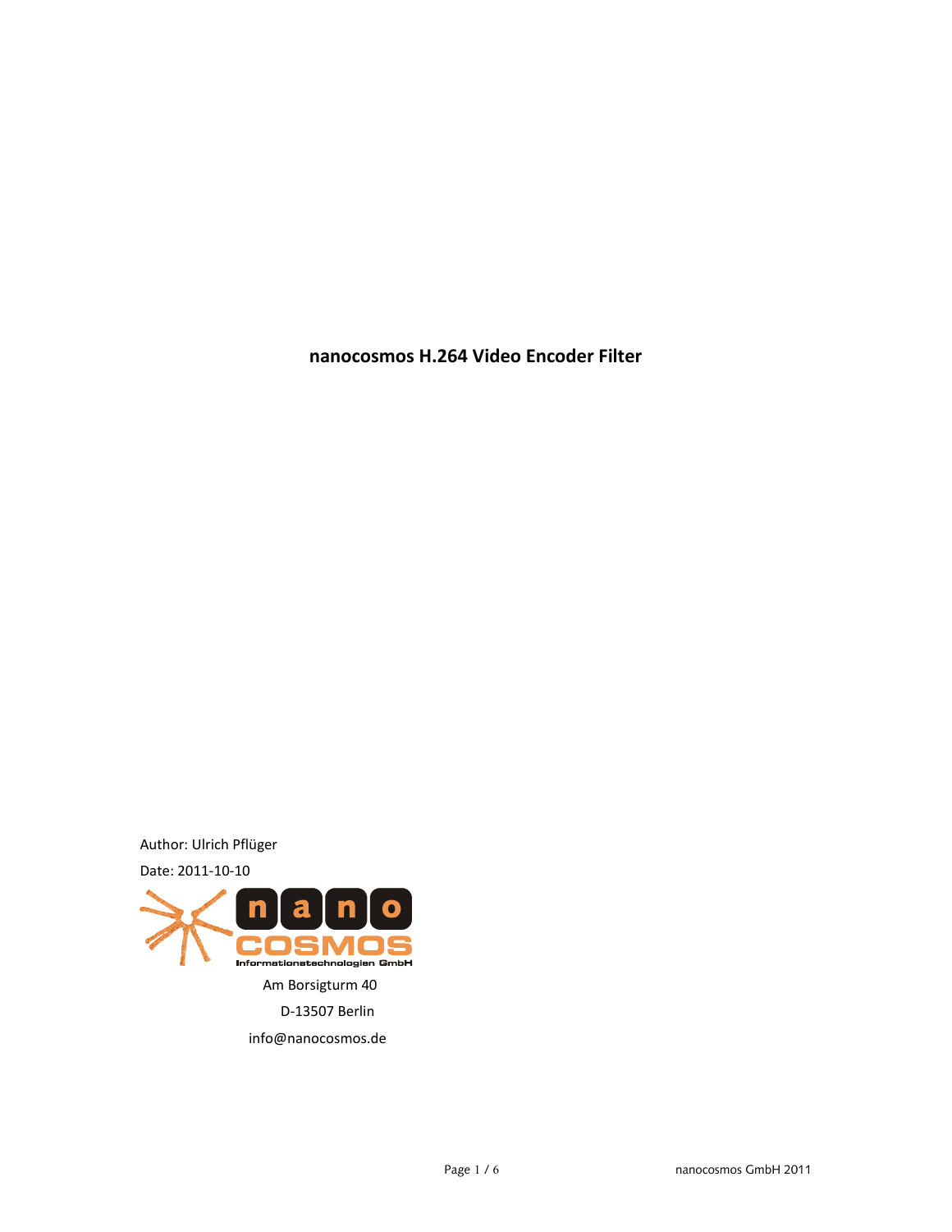# nanocosmos H.264 Video Encoder Filter

Author: Ulrich Pflüger

Date: 2011-10-10

nano COSMOS Informationstechnologien GmbH

Am Borsigturm 40

D-13507 Berlin

info@nanocosmos.de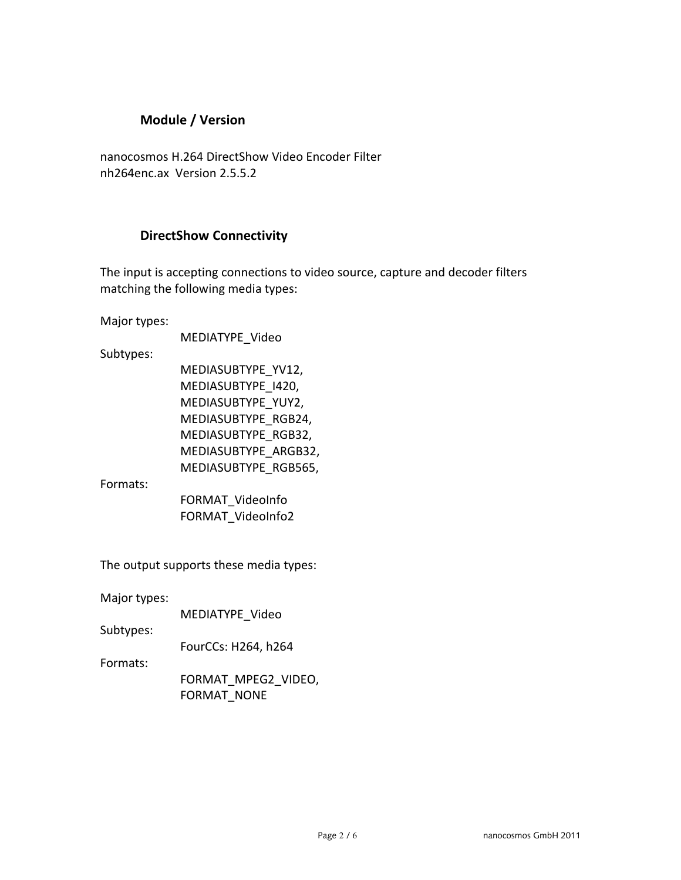## Module / Version

nanocosmos H.264 DirectShow Video Encoder Filter
nh264enc.ax  Version 2.5.5.2

## DirectShow Connectivity

The input is accepting connections to video source, capture and decoder filters matching the following media types:

Major types:
- MEDIATYPE_Video

Subtypes:
- MEDIASUBTYPE_YV12,
- MEDIASUBTYPE_I420,
- MEDIASUBTYPE_YUY2,
- MEDIASUBTYPE_RGB24,
- MEDIASUBTYPE_RGB32,
- MEDIASUBTYPE_ARGB32,
- MEDIASUBTYPE_RGB565,

Formats:
- FORMAT_VideoInfo
- FORMAT_VideoInfo2

The output supports these media types:

Major types:
- MEDIATYPE_Video

Subtypes:
- FourCCs: H264, h264

Formats:
- FORMAT_MPEG2_VIDEO,
- FORMAT_NONE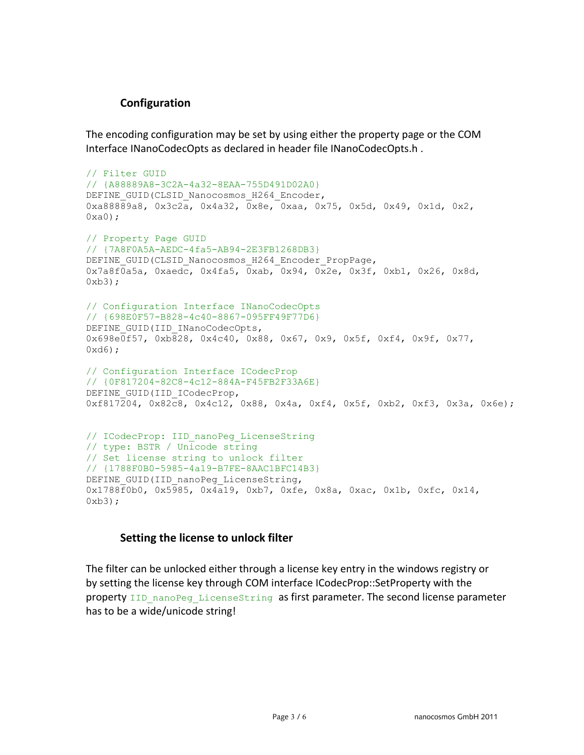### Configuration

The encoding configuration may be set by using either the property page or the COM Interface INanoCodecOpts as declared in header file INanoCodecOpts.h .

```
// Filter GUID
// {A88889A8-3C2A-4a32-8EAA-755D491D02A0}
DEFINE_GUID(CLSID_Nanocosmos_H264_Encoder,
0xa88889a8, 0x3c2a, 0x4a32, 0x8e, 0xaa, 0x75, 0x5d, 0x49, 0x1d, 0x2,
0xa0);

// Property Page GUID
// {7A8F0A5A-AEDC-4fa5-AB94-2E3FB1268DB3}
DEFINE_GUID(CLSID_Nanocosmos_H264_Encoder_PropPage,
0x7a8f0a5a, 0xaedc, 0x4fa5, 0xab, 0x94, 0x2e, 0x3f, 0xb1, 0x26, 0x8d,
0xb3);

// Configuration Interface INanoCodecOpts
// {698E0F57-B828-4c40-8867-095FF49F77D6}
DEFINE_GUID(IID_INanoCodecOpts,
0x698e0f57, 0xb828, 0x4c40, 0x88, 0x67, 0x9, 0x5f, 0xf4, 0x9f, 0x77,
0xd6);

// Configuration Interface ICodecProp
// {0F817204-82C8-4c12-884A-F45FB2F33A6E}
DEFINE_GUID(IID_ICodecProp,
0xf817204, 0x82c8, 0x4c12, 0x88, 0x4a, 0xf4, 0x5f, 0xb2, 0xf3, 0x3a, 0x6e);


// ICodecProp: IID_nanoPeg_LicenseString
// type: BSTR / Unicode string
// Set license string to unlock filter
// {1788F0B0-5985-4a19-B7FE-8AAC1BFC14B3}
DEFINE_GUID(IID_nanoPeg_LicenseString,
0x1788f0b0, 0x5985, 0x4a19, 0xb7, 0xfe, 0x8a, 0xac, 0x1b, 0xfc, 0x14,
0xb3);
```

### Setting the license to unlock filter

The filter can be unlocked either through a license key entry in the windows registry or by setting the license key through COM interface ICodecProp::SetProperty with the property `IID_nanoPeg_LicenseString` as first parameter. The second license parameter has to be a wide/unicode string!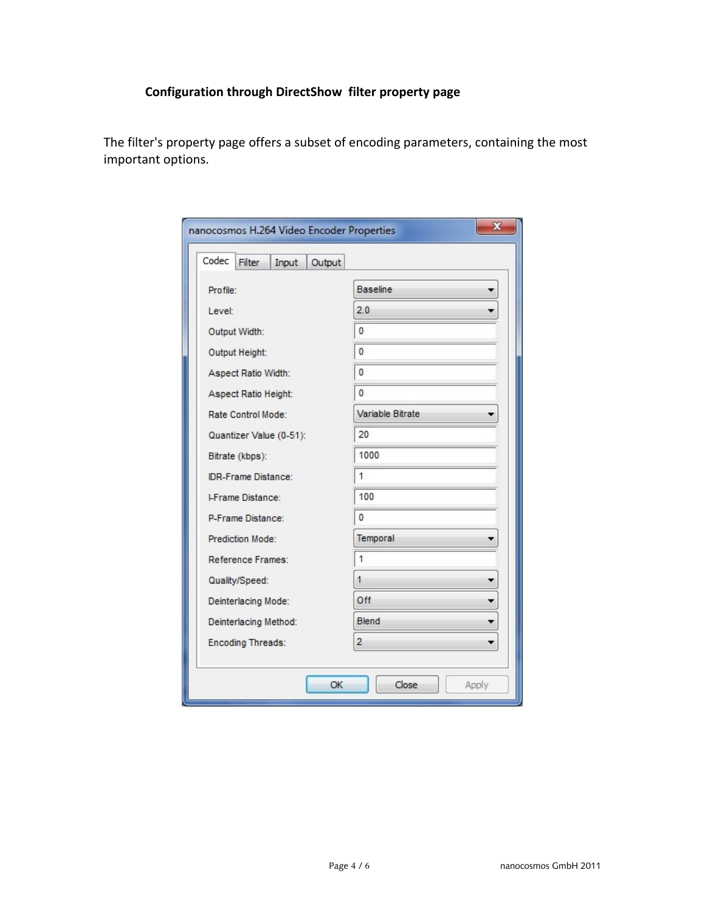### Configuration through DirectShow filter property page

The filter's property page offers a subset of encoding parameters, containing the most important options.

**nanocosmos H.264 Video Encoder Properties**

Codec | Filter | Input | Output

| Parameter | Value |
| --- | --- |
| Profile: | Baseline |
| Level: | 2.0 |
| Output Width: | 0 |
| Output Height: | 0 |
| Aspect Ratio Width: | 0 |
| Aspect Ratio Height: | 0 |
| Rate Control Mode: | Variable Bitrate |
| Quantizer Value (0-51): | 20 |
| Bitrate (kbps): | 1000 |
| IDR-Frame Distance: | 1 |
| I-Frame Distance: | 100 |
| P-Frame Distance: | 0 |
| Prediction Mode: | Temporal |
| Reference Frames: | 1 |
| Quality/Speed: | 1 |
| Deinterlacing Mode: | Off |
| Deinterlacing Method: | Blend |
| Encoding Threads: | 2 |

OK | Close | Apply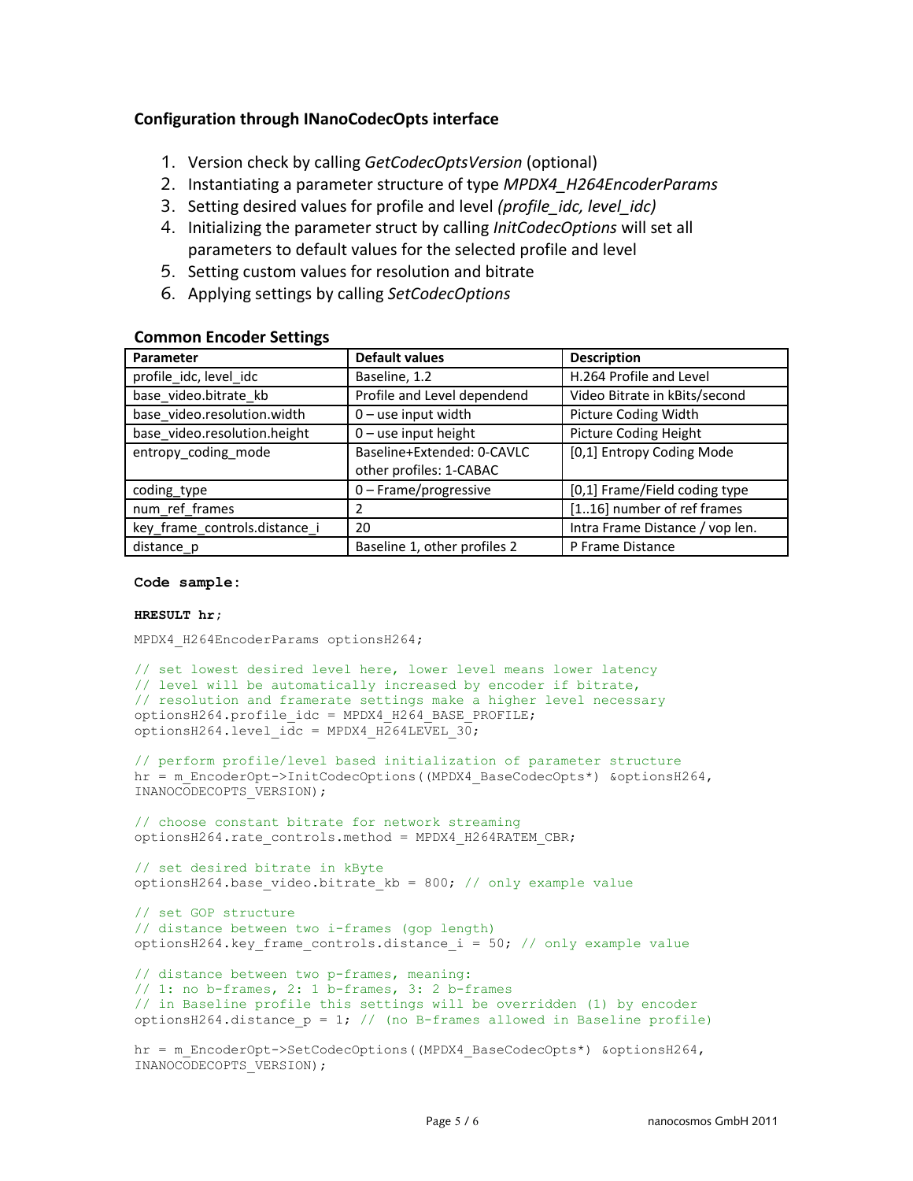### Configuration through INanoCodecOpts interface

1. Version check by calling *GetCodecOptsVersion* (optional)
2. Instantiating a parameter structure of type *MPDX4_H264EncoderParams*
3. Setting desired values for profile and level *(profile_idc, level_idc)*
4. Initializing the parameter struct by calling *InitCodecOptions* will set all parameters to default values for the selected profile and level
5. Setting custom values for resolution and bitrate
6. Applying settings by calling *SetCodecOptions*

### Common Encoder Settings

| Parameter | Default values | Description |
|---|---|---|
| profile_idc, level_idc | Baseline, 1.2 | H.264 Profile and Level |
| base_video.bitrate_kb | Profile and Level dependend | Video Bitrate in kBits/second |
| base_video.resolution.width | 0 – use input width | Picture Coding Width |
| base_video.resolution.height | 0 – use input height | Picture Coding Height |
| entropy_coding_mode | Baseline+Extended: 0-CAVLC<br>other profiles: 1-CABAC | [0,1] Entropy Coding Mode |
| coding_type | 0 – Frame/progressive | [0,1] Frame/Field coding type |
| num_ref_frames | 2 | [1..16] number of ref frames |
| key_frame_controls.distance_i | 20 | Intra Frame Distance / vop len. |
| distance_p | Baseline 1, other profiles 2 | P Frame Distance |

**Code sample:**

```
HRESULT hr;

MPDX4_H264EncoderParams optionsH264;

// set lowest desired level here, lower level means lower latency
// level will be automatically increased by encoder if bitrate,
// resolution and framerate settings make a higher level necessary
optionsH264.profile_idc = MPDX4_H264_BASE_PROFILE;
optionsH264.level_idc = MPDX4_H264LEVEL_30;

// perform profile/level based initialization of parameter structure
hr = m_EncoderOpt->InitCodecOptions((MPDX4_BaseCodecOpts*) &optionsH264,
INANOCODECOPTS_VERSION);

// choose constant bitrate for network streaming
optionsH264.rate_controls.method = MPDX4_H264RATEM_CBR;

// set desired bitrate in kByte
optionsH264.base_video.bitrate_kb = 800; // only example value

// set GOP structure
// distance between two i-frames (gop length)
optionsH264.key_frame_controls.distance_i = 50; // only example value

// distance between two p-frames, meaning:
// 1: no b-frames, 2: 1 b-frames, 3: 2 b-frames
// in Baseline profile this settings will be overridden (1) by encoder
optionsH264.distance_p = 1; // (no B-frames allowed in Baseline profile)

hr = m_EncoderOpt->SetCodecOptions((MPDX4_BaseCodecOpts*) &optionsH264,
INANOCODECOPTS_VERSION);
```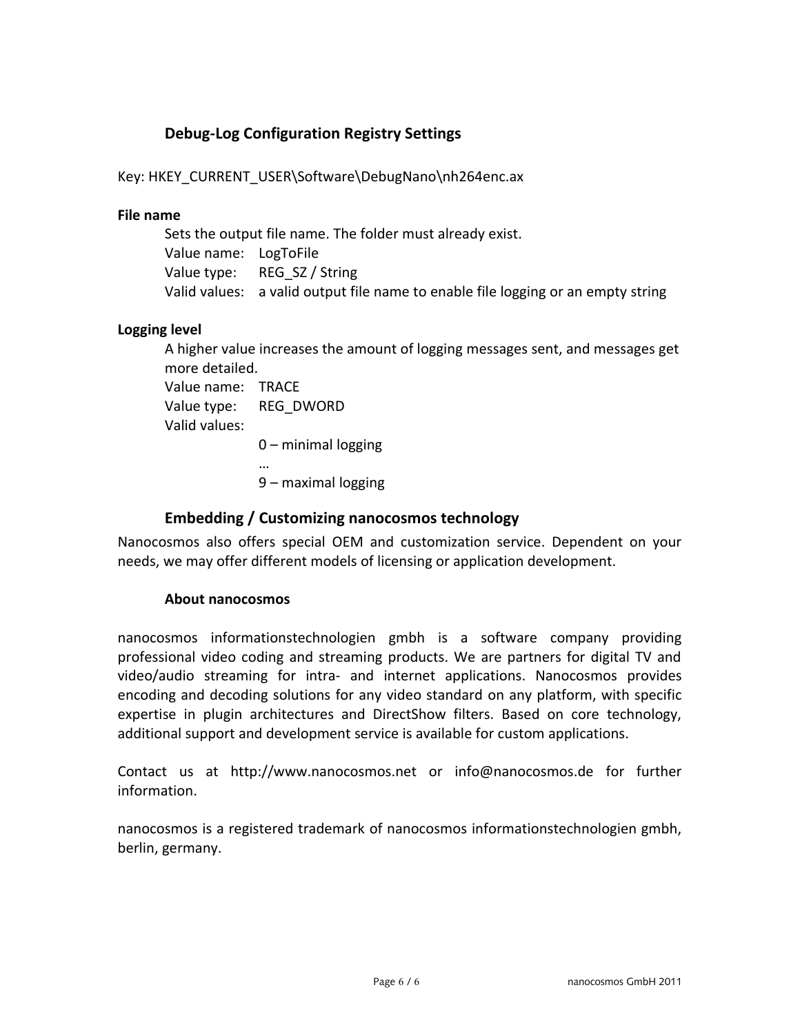## Debug-Log Configuration Registry Settings

Key: HKEY_CURRENT_USER\Software\DebugNano\nh264enc.ax

**File name**

Sets the output file name. The folder must already exist.
Value name: LogToFile
Value type: REG_SZ / String
Valid values: a valid output file name to enable file logging or an empty string

**Logging level**

A higher value increases the amount of logging messages sent, and messages get more detailed.
Value name: TRACE
Value type: REG_DWORD
Valid values:

0 – minimal logging
…
9 – maximal logging

## Embedding / Customizing nanocosmos technology

Nanocosmos also offers special OEM and customization service. Dependent on your needs, we may offer different models of licensing or application development.

### About nanocosmos

nanocosmos informationstechnologien gmbh is a software company providing professional video coding and streaming products. We are partners for digital TV and video/audio streaming for intra- and internet applications. Nanocosmos provides encoding and decoding solutions for any video standard on any platform, with specific expertise in plugin architectures and DirectShow filters. Based on core technology, additional support and development service is available for custom applications.

Contact us at http://www.nanocosmos.net or info@nanocosmos.de for further information.

nanocosmos is a registered trademark of nanocosmos informationstechnologien gmbh, berlin, germany.